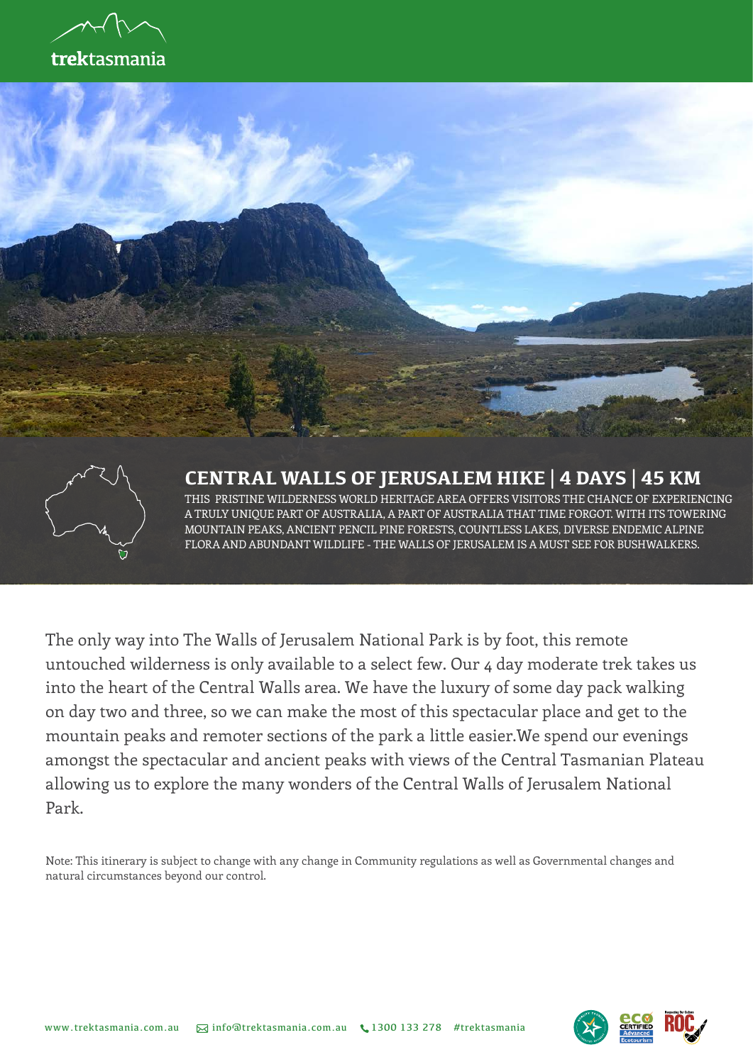trektasmania

# CENTRAL WALLS OF JERUSALEM HIKE | 4 DAYS | 45 KM

THIS PRISTINE WILDERNESS WORLD HERITAGE AREA OFFERS VISITORS THE CHANCE OF EXPERIENCING A TRULY UNIQUE PART OF AUSTRALIA, A PART OF AUSTRALIA THAT TIME FORGOT. WITH ITS TOWERING MOUNTAIN PEAKS, ANCIENT PENCIL PINE FORESTS, COUNTLESS LAKES, DIVERSE ENDEMIC ALPINE FLORA AND ABUNDANT WILDLIFE - THE WALLS OF JERUSALEM IS A MUST SEE FOR BUSHWALKERS.

The only way into The Walls of Jerusalem National Park is by foot, this remote untouched wilderness is only available to a select few. Our 4 day moderate trek takes us into the heart of the Central Walls area. We have the luxury of some day pack walking on day two and three, so we can make the most of this spectacular place and get to the mountain peaks and remoter sections of the park a little easier.We spend our evenings amongst the spectacular and ancient peaks with views of the Central Tasmanian Plateau allowing us to explore the many wonders of the Central Walls of Jerusalem National Park.

Note: This itinerary is subject to change with any change in Community regulations as well as Governmental changes and natural circumstances beyond our control.

www.trektasmania.com.au info@trektasmania.com.au 1300 133 278 #trektasmania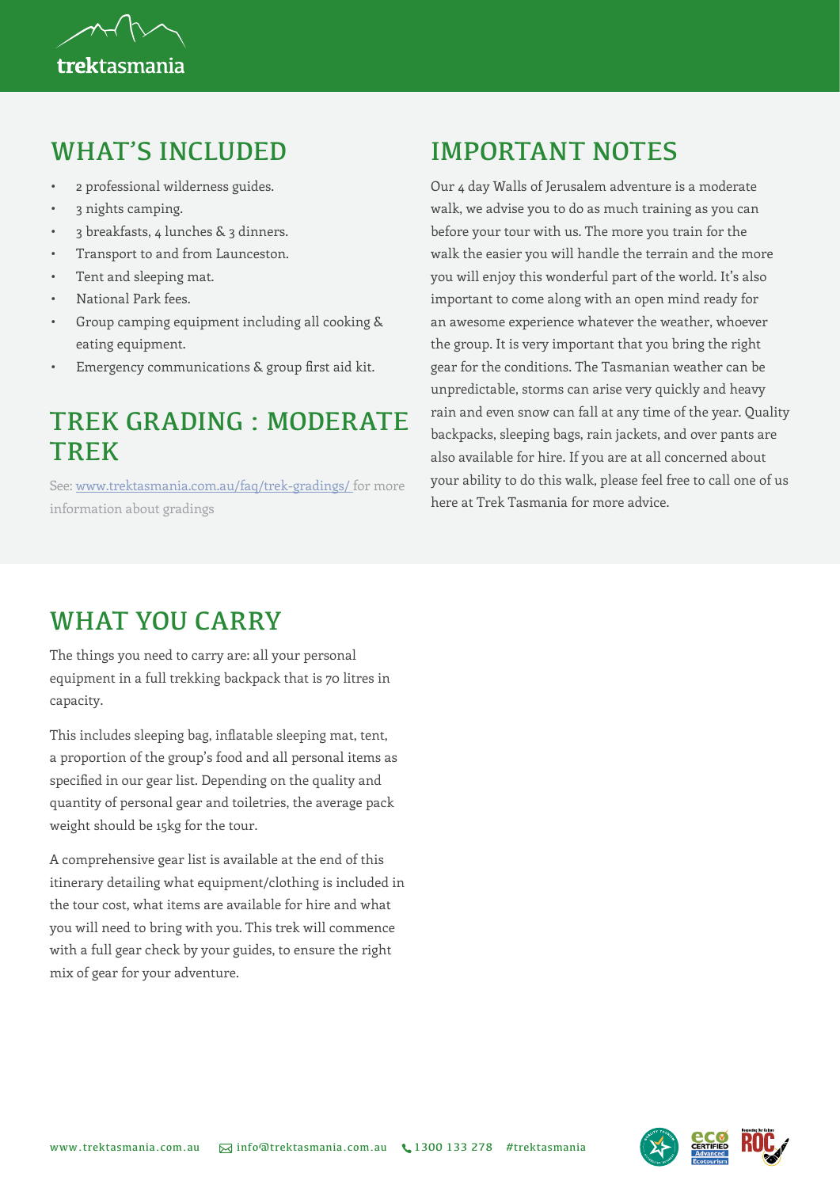## WHAT'S INCLUDED

- 2 professional wilderness guides.
- 3 nights camping.
- 3 breakfasts, 4 lunches & 3 dinners.
- Transport to and from Launceston.
- Tent and sleeping mat.
- National Park fees.
- Group camping equipment including all cooking & eating equipment.
- Emergency communications & group first aid kit.

## TREK GRADING : MODERATE TREK

See: [www.trektasmania.com.au/faq/trek-gradings/](www.trektasmania.com.au/faq/trek-gradings/) for more information about gradings

## IMPORTANT NOTES

Our 4 day Walls of Jerusalem adventure is a moderate walk, we advise you to do as much training as you can before your tour with us. The more you train for the walk the easier you will handle the terrain and the more you will enjoy this wonderful part of the world. It's also important to come along with an open mind ready for an awesome experience whatever the weather, whoever the group. It is very important that you bring the right gear for the conditions. The Tasmanian weather can be unpredictable, storms can arise very quickly and heavy rain and even snow can fall at any time of the year. Quality backpacks, sleeping bags, rain jackets, and over pants are also available for hire. If you are at all concerned about your ability to do this walk, please feel free to call one of us here at Trek Tasmania for more advice.

## WHAT YOU CARRY

The things you need to carry are: all your personal equipment in a full trekking backpack that is 70 litres in capacity.

This includes sleeping bag, inflatable sleeping mat, tent, a proportion of the group's food and all personal items as specified in our gear list. Depending on the quality and quantity of personal gear and toiletries, the average pack weight should be 15kg for the tour.

A comprehensive gear list is available at the end of this itinerary detailing what equipment/clothing is included in the tour cost, what items are available for hire and what you will need to bring with you. This trek will commence with a full gear check by your guides, to ensure the right mix of gear for your adventure.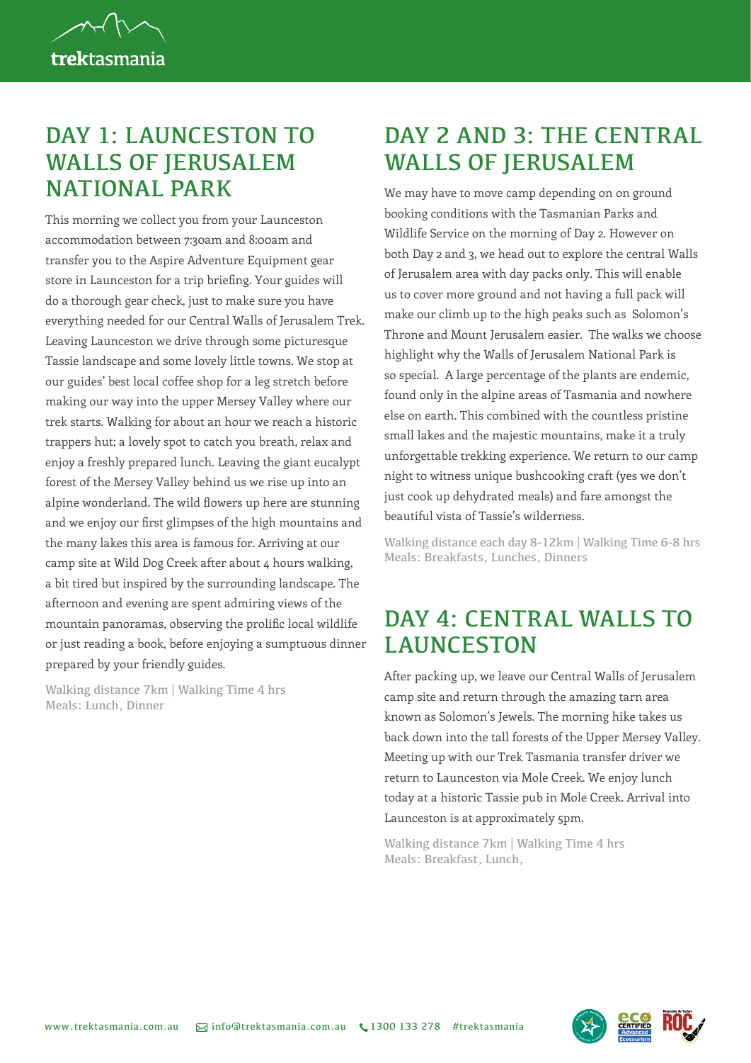## DAY 1: LAUNCESTON TO WALLS OF JERUSALEM NATIONAL PARK

This morning we collect you from your Launceston accommodation between 7:30am and 8:00am and transfer you to the Aspire Adventure Equipment gear store in Launceston for a trip briefing. Your guides will do a thorough gear check, just to make sure you have everything needed for our Central Walls of Jerusalem Trek. Leaving Launceston we drive through some picturesque Tassie landscape and some lovely little towns. We stop at our guides' best local coffee shop for a leg stretch before making our way into the upper Mersey Valley where our trek starts. Walking for about an hour we reach a historic trappers hut; a lovely spot to catch you breath, relax and enjoy a freshly prepared lunch. Leaving the giant eucalypt forest of the Mersey Valley behind us we rise up into an alpine wonderland. The wild flowers up here are stunning and we enjoy our first glimpses of the high mountains and the many lakes this area is famous for. Arriving at our camp site at Wild Dog Creek after about 4 hours walking, a bit tired but inspired by the surrounding landscape. The afternoon and evening are spent admiring views of the mountain panoramas, observing the prolific local wildlife or just reading a book, before enjoying a sumptuous dinner prepared by your friendly guides.

Walking distance 7km | Walking Time 4 hrs
Meals: Lunch, Dinner

## DAY 2 AND 3: THE CENTRAL WALLS OF JERUSALEM

We may have to move camp depending on on ground booking conditions with the Tasmanian Parks and Wildlife Service on the morning of Day 2. However on both Day 2 and 3, we head out to explore the central Walls of Jerusalem area with day packs only. This will enable us to cover more ground and not having a full pack will make our climb up to the high peaks such as Solomon's Throne and Mount Jerusalem easier. The walks we choose highlight why the Walls of Jerusalem National Park is so special. A large percentage of the plants are endemic, found only in the alpine areas of Tasmania and nowhere else on earth. This combined with the countless pristine small lakes and the majestic mountains, make it a truly unforgettable trekking experience. We return to our camp night to witness unique bushcooking craft (yes we don't just cook up dehydrated meals) and fare amongst the beautiful vista of Tassie's wilderness.

Walking distance each day 8-12km | Walking Time 6-8 hrs
Meals: Breakfasts, Lunches, Dinners

## DAY 4: CENTRAL WALLS TO LAUNCESTON

After packing up, we leave our Central Walls of Jerusalem camp site and return through the amazing tarn area known as Solomon's Jewels. The morning hike takes us back down into the tall forests of the Upper Mersey Valley. Meeting up with our Trek Tasmania transfer driver we return to Launceston via Mole Creek. We enjoy lunch today at a historic Tassie pub in Mole Creek. Arrival into Launceston is at approximately 5pm.

Walking distance 7km | Walking Time 4 hrs
Meals: Breakfast, Lunch,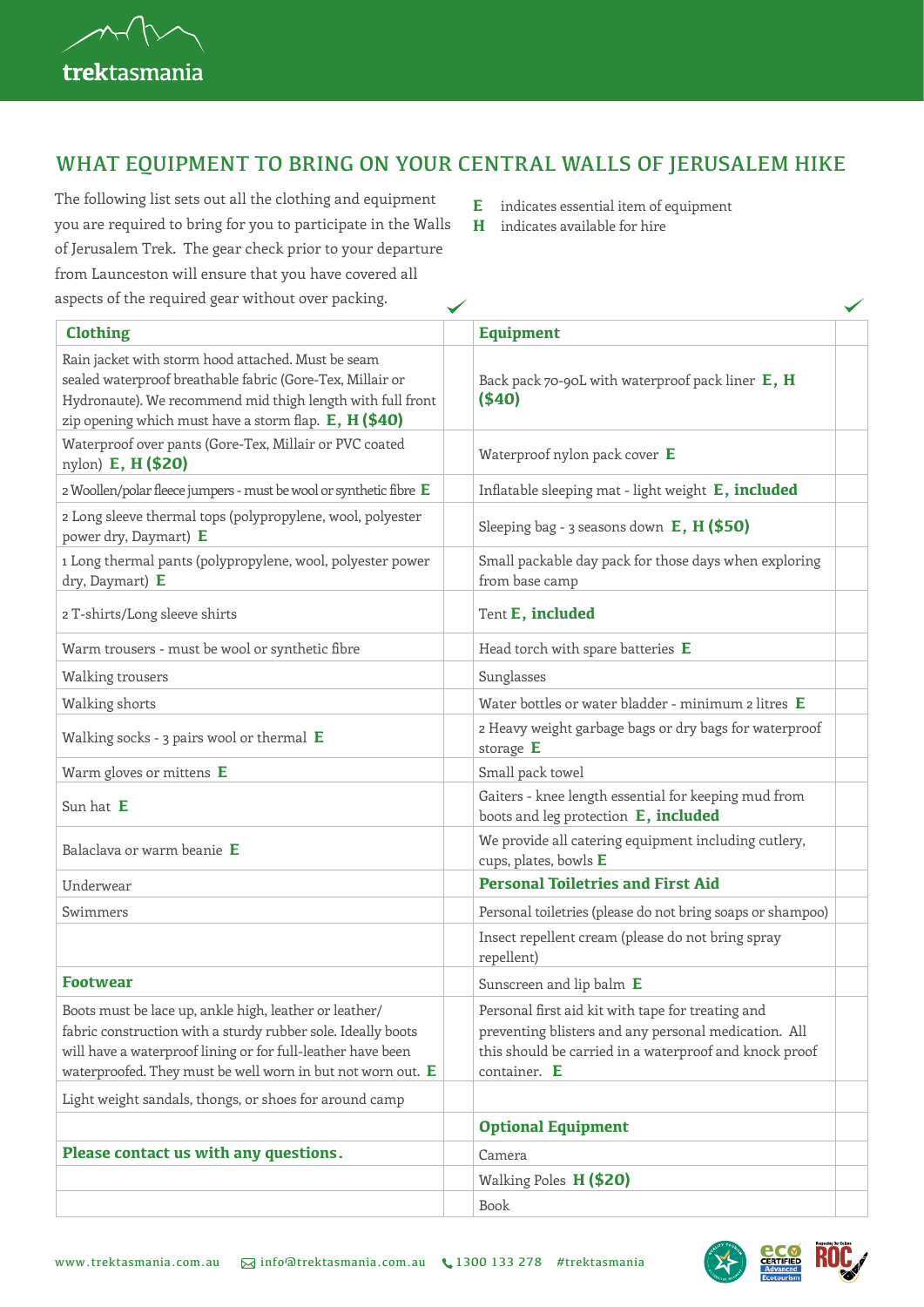trektasmania

## WHAT EQUIPMENT TO BRING ON YOUR CENTRAL WALLS OF JERUSALEM HIKE

The following list sets out all the clothing and equipment you are required to bring for you to participate in the Walls of Jerusalem Trek. The gear check prior to your departure from Launceston will ensure that you have covered all aspects of the required gear without over packing.

**E** indicates essential item of equipment
**H** indicates available for hire

| **Clothing** | ✓ | **Equipment** | ✓ |
|---|---|---|---|
| Rain jacket with storm hood attached. Must be seam sealed waterproof breathable fabric (Gore-Tex, Millair or Hydronaute). We recommend mid thigh length with full front zip opening which must have a storm flap. **E, H ($40)** | | Back pack 70-90L with waterproof pack liner **E, H ($40)** | |
| Waterproof over pants (Gore-Tex, Millair or PVC coated nylon) **E, H ($20)** | | Waterproof nylon pack cover **E** | |
| 2 Woollen/polar fleece jumpers - must be wool or synthetic fibre **E** | | Inflatable sleeping mat - light weight **E, included** | |
| 2 Long sleeve thermal tops (polypropylene, wool, polyester power dry, Daymart) **E** | | Sleeping bag - 3 seasons down **E, H ($50)** | |
| 1 Long thermal pants (polypropylene, wool, polyester power dry, Daymart) **E** | | Small packable day pack for those days when exploring from base camp | |
| 2 T-shirts/Long sleeve shirts | | Tent **E, included** | |
| Warm trousers - must be wool or synthetic fibre | | Head torch with spare batteries **E** | |
| Walking trousers | | Sunglasses | |
| Walking shorts | | Water bottles or water bladder - minimum 2 litres **E** | |
| Walking socks - 3 pairs wool or thermal **E** | | 2 Heavy weight garbage bags or dry bags for waterproof storage **E** | |
| Warm gloves or mittens **E** | | Small pack towel | |
| Sun hat **E** | | Gaiters - knee length essential for keeping mud from boots and leg protection **E, included** | |
| Balaclava or warm beanie **E** | | We provide all catering equipment including cutlery, cups, plates, bowls **E** | |
| Underwear | | **Personal Toiletries and First Aid** | |
| Swimmers | | Personal toiletries (please do not bring soaps or shampoo) | |
| | | Insect repellent cream (please do not bring spray repellent) | |
| **Footwear** | | Sunscreen and lip balm **E** | |
| Boots must be lace up, ankle high, leather or leather/fabric construction with a sturdy rubber sole. Ideally boots will have a waterproof lining or for full-leather have been waterproofed. They must be well worn in but not worn out. **E** | | Personal first aid kit with tape for treating and preventing blisters and any personal medication. All this should be carried in a waterproof and knock proof container. **E** | |
| Light weight sandals, thongs, or shoes for around camp | | | |
| | | **Optional Equipment** | |
| **Please contact us with any questions.** | | Camera | |
| | | Walking Poles **H ($20)** | |
| | | Book | |

www.trektasmania.com.au info@trektasmania.com.au 1300 133 278 #trektasmania